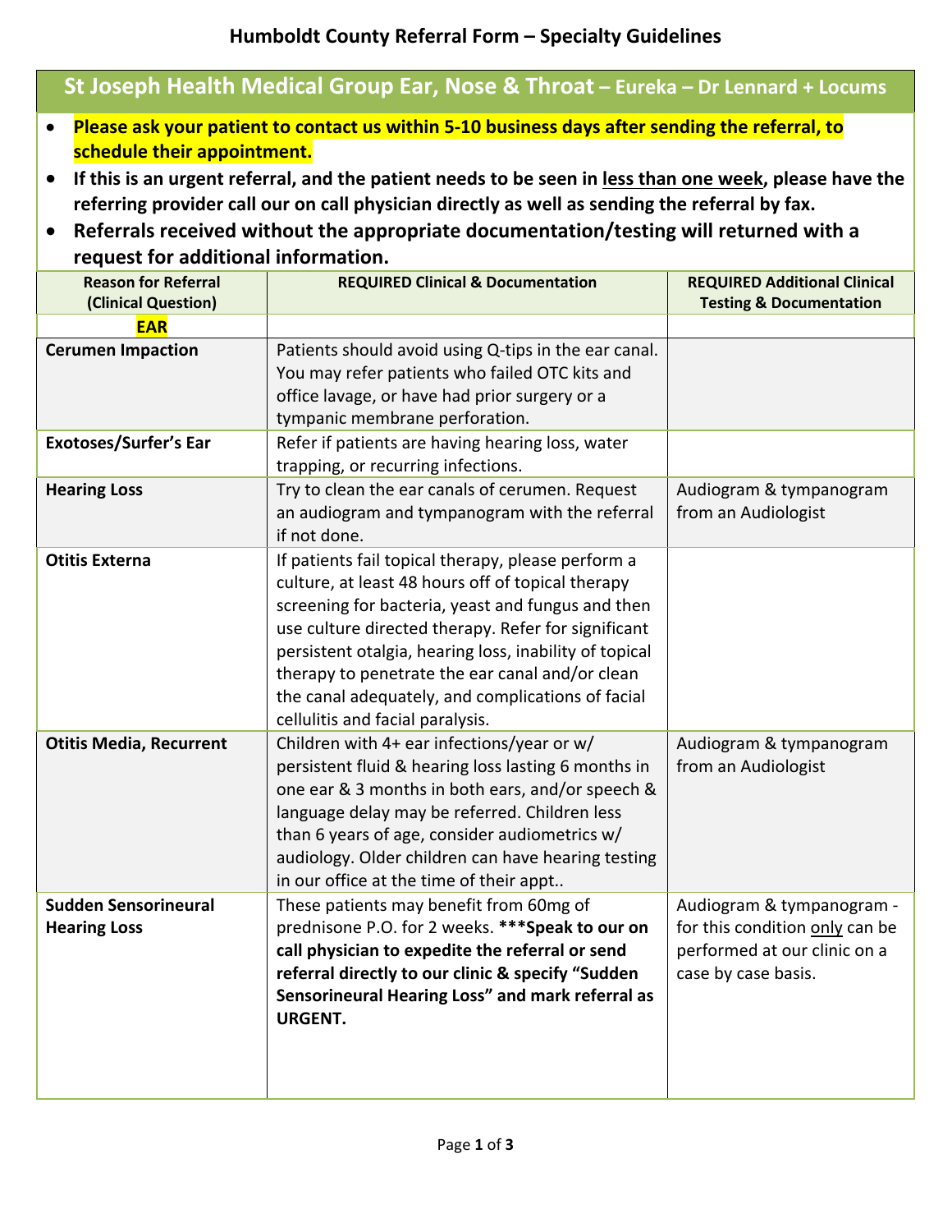# Humboldt County Referral Form – Specialty Guidelines

## St Joseph Health Medical Group Ear, Nose & Throat – Eureka – Dr Lennard + Locums

- **Please ask your patient to contact us within 5-10 business days after sending the referral, to schedule their appointment.**
- **If this is an urgent referral, and the patient needs to be seen in less than one week, please have the referring provider call our on call physician directly as well as sending the referral by fax.**
- **Referrals received without the appropriate documentation/testing will returned with a request for additional information.**

| Reason for Referral (Clinical Question) | REQUIRED Clinical & Documentation | REQUIRED Additional Clinical Testing & Documentation |
|---|---|---|
| **EAR** | | |
| **Cerumen Impaction** | Patients should avoid using Q-tips in the ear canal. You may refer patients who failed OTC kits and office lavage, or have had prior surgery or a tympanic membrane perforation. | |
| **Exotoses/Surfer's Ear** | Refer if patients are having hearing loss, water trapping, or recurring infections. | |
| **Hearing Loss** | Try to clean the ear canals of cerumen. Request an audiogram and tympanogram with the referral if not done. | Audiogram & tympanogram from an Audiologist |
| **Otitis Externa** | If patients fail topical therapy, please perform a culture, at least 48 hours off of topical therapy screening for bacteria, yeast and fungus and then use culture directed therapy. Refer for significant persistent otalgia, hearing loss, inability of topical therapy to penetrate the ear canal and/or clean the canal adequately, and complications of facial cellulitis and facial paralysis. | |
| **Otitis Media, Recurrent** | Children with 4+ ear infections/year or w/ persistent fluid & hearing loss lasting 6 months in one ear & 3 months in both ears, and/or speech & language delay may be referred. Children less than 6 years of age, consider audiometrics w/ audiology. Older children can have hearing testing in our office at the time of their appt.. | Audiogram & tympanogram from an Audiologist |
| **Sudden Sensorineural Hearing Loss** | These patients may benefit from 60mg of prednisone P.O. for 2 weeks. **\*\*\*Speak to our on call physician to expedite the referral or send referral directly to our clinic & specify "Sudden Sensorineural Hearing Loss" and mark referral as URGENT.** | Audiogram & tympanogram - for this condition only can be performed at our clinic on a case by case basis. |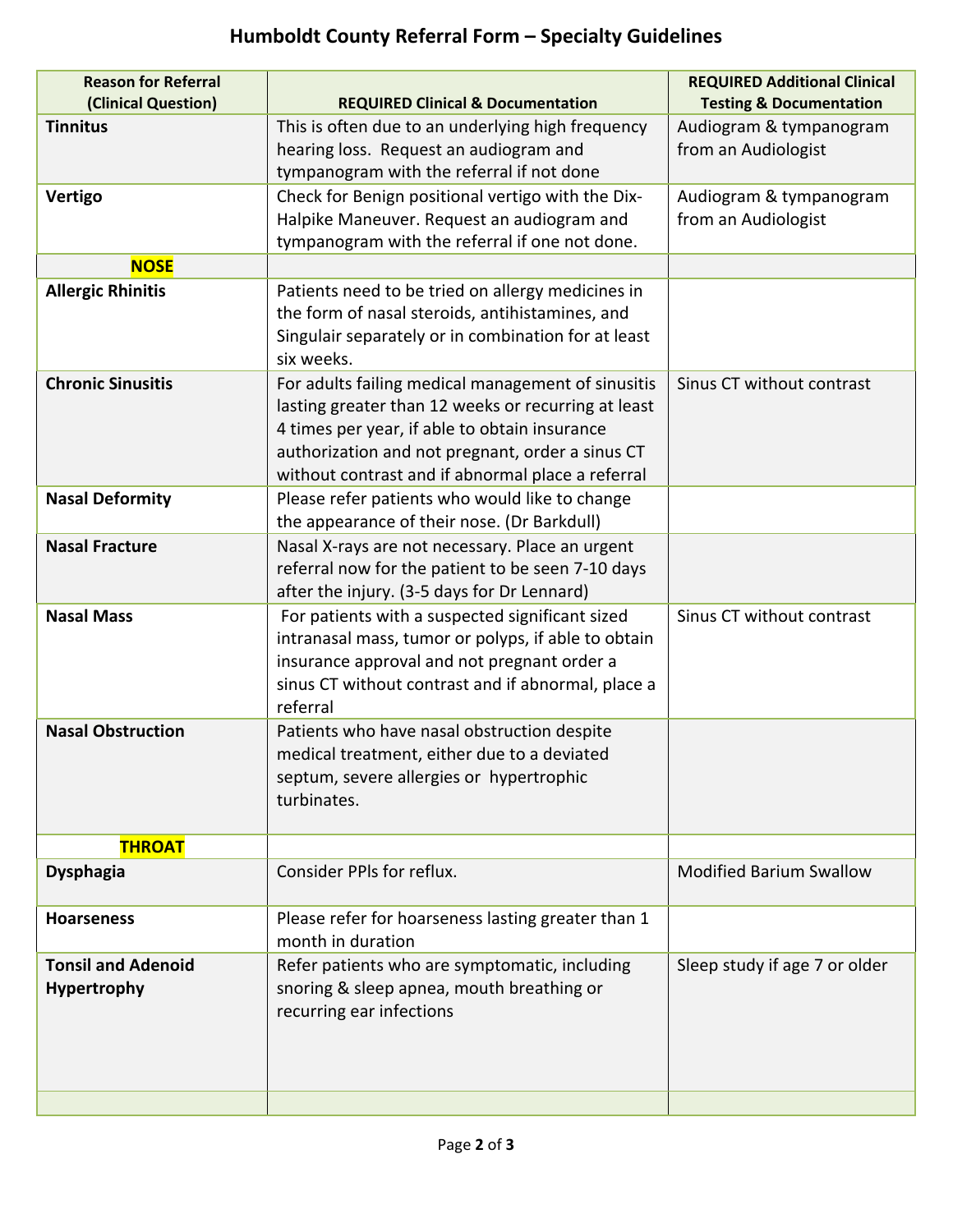# Humboldt County Referral Form – Specialty Guidelines

| Reason for Referral (Clinical Question) | REQUIRED Clinical & Documentation | REQUIRED Additional Clinical Testing & Documentation |
|---|---|---|
| **Tinnitus** | This is often due to an underlying high frequency hearing loss. Request an audiogram and tympanogram with the referral if not done | Audiogram & tympanogram from an Audiologist |
| **Vertigo** | Check for Benign positional vertigo with the Dix-Halpike Maneuver. Request an audiogram and tympanogram with the referral if one not done. | Audiogram & tympanogram from an Audiologist |
| **NOSE** | | |
| **Allergic Rhinitis** | Patients need to be tried on allergy medicines in the form of nasal steroids, antihistamines, and Singulair separately or in combination for at least six weeks. | |
| **Chronic Sinusitis** | For adults failing medical management of sinusitis lasting greater than 12 weeks or recurring at least 4 times per year, if able to obtain insurance authorization and not pregnant, order a sinus CT without contrast and if abnormal place a referral | Sinus CT without contrast |
| **Nasal Deformity** | Please refer patients who would like to change the appearance of their nose. (Dr Barkdull) | |
| **Nasal Fracture** | Nasal X-rays are not necessary. Place an urgent referral now for the patient to be seen 7-10 days after the injury. (3-5 days for Dr Lennard) | |
| **Nasal Mass** | For patients with a suspected significant sized intranasal mass, tumor or polyps, if able to obtain insurance approval and not pregnant order a sinus CT without contrast and if abnormal, place a referral | Sinus CT without contrast |
| **Nasal Obstruction** | Patients who have nasal obstruction despite medical treatment, either due to a deviated septum, severe allergies or hypertrophic turbinates. | |
| **THROAT** | | |
| **Dysphagia** | Consider PPIs for reflux. | Modified Barium Swallow |
| **Hoarseness** | Please refer for hoarseness lasting greater than 1 month in duration | |
| **Tonsil and Adenoid Hypertrophy** | Refer patients who are symptomatic, including snoring & sleep apnea, mouth breathing or recurring ear infections | Sleep study if age 7 or older |
| | | |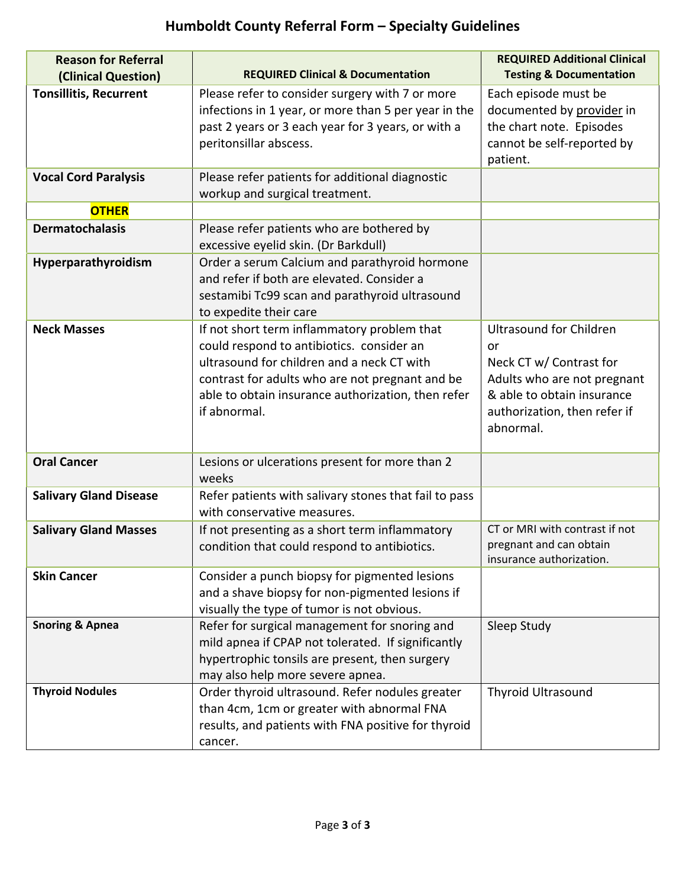# Humboldt County Referral Form – Specialty Guidelines

| Reason for Referral (Clinical Question) | REQUIRED Clinical & Documentation | REQUIRED Additional Clinical Testing & Documentation |
|---|---|---|
| **Tonsillitis, Recurrent** | Please refer to consider surgery with 7 or more infections in 1 year, or more than 5 per year in the past 2 years or 3 each year for 3 years, or with a peritonsillar abscess. | Each episode must be documented by provider in the chart note. Episodes cannot be self-reported by patient. |
| **Vocal Cord Paralysis** | Please refer patients for additional diagnostic workup and surgical treatment. | |
| **OTHER** | | |
| **Dermatochalasis** | Please refer patients who are bothered by excessive eyelid skin. (Dr Barkdull) | |
| **Hyperparathyroidism** | Order a serum Calcium and parathyroid hormone and refer if both are elevated. Consider a sestamibi Tc99 scan and parathyroid ultrasound to expedite their care | |
| **Neck Masses** | If not short term inflammatory problem that could respond to antibiotics. consider an ultrasound for children and a neck CT with contrast for adults who are not pregnant and be able to obtain insurance authorization, then refer if abnormal. | Ultrasound for Children or Neck CT w/ Contrast for Adults who are not pregnant & able to obtain insurance authorization, then refer if abnormal. |
| **Oral Cancer** | Lesions or ulcerations present for more than 2 weeks | |
| **Salivary Gland Disease** | Refer patients with salivary stones that fail to pass with conservative measures. | |
| **Salivary Gland Masses** | If not presenting as a short term inflammatory condition that could respond to antibiotics. | CT or MRI with contrast if not pregnant and can obtain insurance authorization. |
| **Skin Cancer** | Consider a punch biopsy for pigmented lesions and a shave biopsy for non-pigmented lesions if visually the type of tumor is not obvious. | |
| **Snoring & Apnea** | Refer for surgical management for snoring and mild apnea if CPAP not tolerated. If significantly hypertrophic tonsils are present, then surgery may also help more severe apnea. | Sleep Study |
| **Thyroid Nodules** | Order thyroid ultrasound. Refer nodules greater than 4cm, 1cm or greater with abnormal FNA results, and patients with FNA positive for thyroid cancer. | Thyroid Ultrasound |